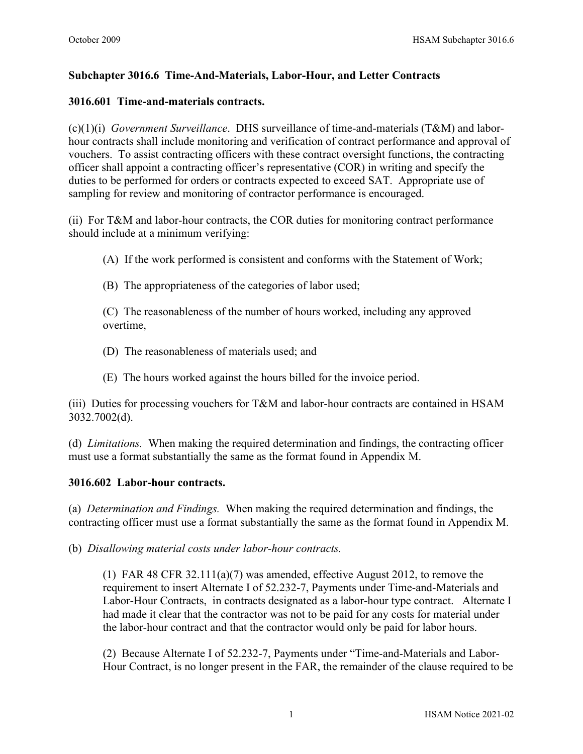## Subchapter 3016.6 Time-And-Materials, Labor-Hour, and Letter Contracts

### 3016.601 Time-and-materials contracts.

(c)(1)(i) *Government Surveillance*. DHS surveillance of time-and-materials (T&M) and labor-hour contracts shall include monitoring and verification of contract performance and approval of vouchers. To assist contracting officers with these contract oversight functions, the contracting officer shall appoint a contracting officer's representative (COR) in writing and specify the duties to be performed for orders or contracts expected to exceed SAT. Appropriate use of sampling for review and monitoring of contractor performance is encouraged.

(ii) For T&M and labor-hour contracts, the COR duties for monitoring contract performance should include at a minimum verifying:

> (A) If the work performed is consistent and conforms with the Statement of Work;
>
> (B) The appropriateness of the categories of labor used;
>
> (C) The reasonableness of the number of hours worked, including any approved overtime,
>
> (D) The reasonableness of materials used; and
>
> (E) The hours worked against the hours billed for the invoice period.

(iii) Duties for processing vouchers for T&M and labor-hour contracts are contained in HSAM 3032.7002(d).

(d) *Limitations.* When making the required determination and findings, the contracting officer must use a format substantially the same as the format found in Appendix M.

### 3016.602 Labor-hour contracts.

(a) *Determination and Findings.* When making the required determination and findings, the contracting officer must use a format substantially the same as the format found in Appendix M.

(b) *Disallowing material costs under labor-hour contracts.*

> (1) FAR 48 CFR 32.111(a)(7) was amended, effective August 2012, to remove the requirement to insert Alternate I of 52.232-7, Payments under Time-and-Materials and Labor-Hour Contracts, in contracts designated as a labor-hour type contract. Alternate I had made it clear that the contractor was not to be paid for any costs for material under the labor-hour contract and that the contractor would only be paid for labor hours.
>
> (2) Because Alternate I of 52.232-7, Payments under "Time-and-Materials and Labor-Hour Contract, is no longer present in the FAR, the remainder of the clause required to be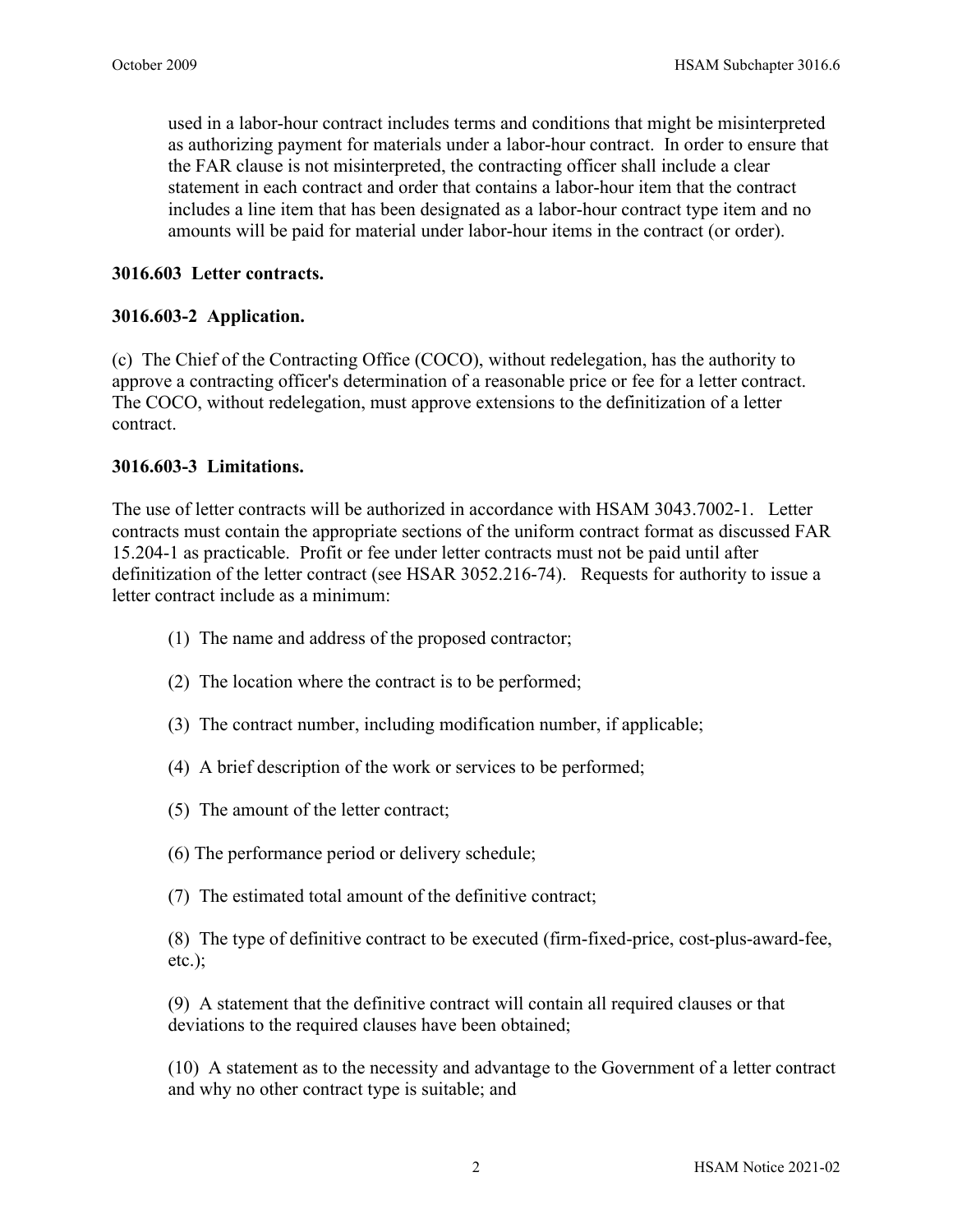used in a labor-hour contract includes terms and conditions that might be misinterpreted as authorizing payment for materials under a labor-hour contract. In order to ensure that the FAR clause is not misinterpreted, the contracting officer shall include a clear statement in each contract and order that contains a labor-hour item that the contract includes a line item that has been designated as a labor-hour contract type item and no amounts will be paid for material under labor-hour items in the contract (or order).

**3016.603 Letter contracts.**

**3016.603-2 Application.**

(c) The Chief of the Contracting Office (COCO), without redelegation, has the authority to approve a contracting officer's determination of a reasonable price or fee for a letter contract. The COCO, without redelegation, must approve extensions to the definitization of a letter contract.

**3016.603-3 Limitations.**

The use of letter contracts will be authorized in accordance with HSAM 3043.7002-1. Letter contracts must contain the appropriate sections of the uniform contract format as discussed FAR 15.204-1 as practicable. Profit or fee under letter contracts must not be paid until after definitization of the letter contract (see HSAR 3052.216-74). Requests for authority to issue a letter contract include as a minimum:

(1) The name and address of the proposed contractor;

(2) The location where the contract is to be performed;

(3) The contract number, including modification number, if applicable;

(4) A brief description of the work or services to be performed;

(5) The amount of the letter contract;

(6) The performance period or delivery schedule;

(7) The estimated total amount of the definitive contract;

(8) The type of definitive contract to be executed (firm-fixed-price, cost-plus-award-fee, etc.);

(9) A statement that the definitive contract will contain all required clauses or that deviations to the required clauses have been obtained;

(10) A statement as to the necessity and advantage to the Government of a letter contract and why no other contract type is suitable; and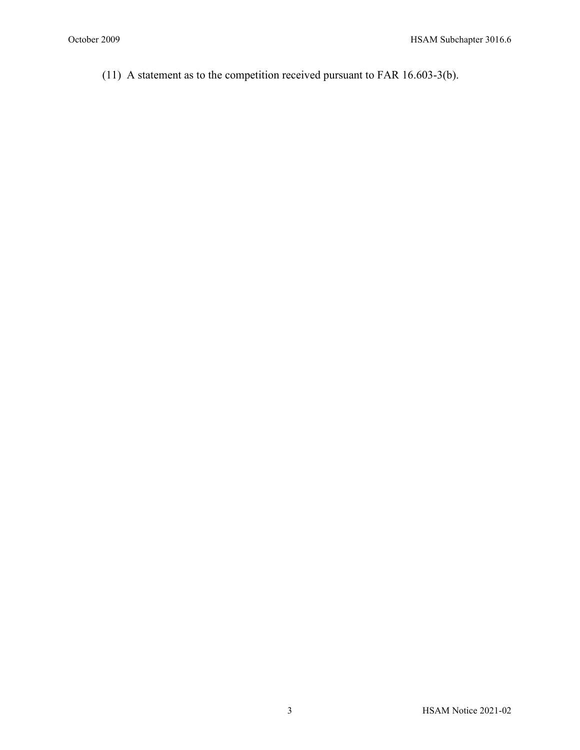(11) A statement as to the competition received pursuant to FAR 16.603-3(b).